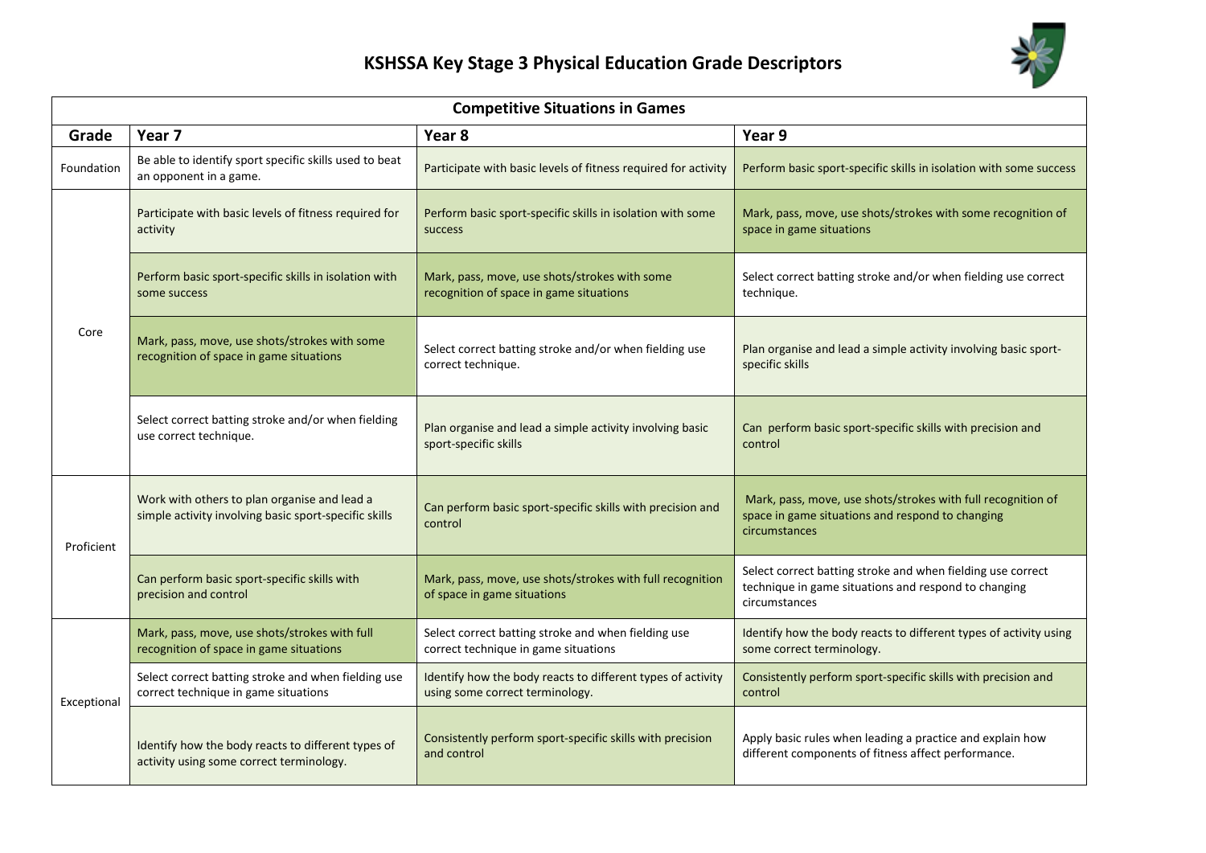# KSHSSA Key Stage 3 Physical Education Grade Descriptors

| Competitive Situations in Games | | | |
|---|---|---|---|
| **Grade** | **Year 7** | **Year 8** | **Year 9** |
| Foundation | Be able to identify sport specific skills used to beat an opponent in a game. | Participate with basic levels of fitness required for activity | Perform basic sport-specific skills in isolation with some success |
| Core | Participate with basic levels of fitness required for activity | Perform basic sport-specific skills in isolation with some success | Mark, pass, move, use shots/strokes with some recognition of space in game situations |
| | Perform basic sport-specific skills in isolation with some success | Mark, pass, move, use shots/strokes with some recognition of space in game situations | Select correct batting stroke and/or when fielding use correct technique. |
| | Mark, pass, move, use shots/strokes with some recognition of space in game situations | Select correct batting stroke and/or when fielding use correct technique. | Plan organise and lead a simple activity involving basic sport-specific skills |
| | Select correct batting stroke and/or when fielding use correct technique. | Plan organise and lead a simple activity involving basic sport-specific skills | Can perform basic sport-specific skills with precision and control |
| Proficient | Work with others to plan organise and lead a simple activity involving basic sport-specific skills | Can perform basic sport-specific skills with precision and control | Mark, pass, move, use shots/strokes with full recognition of space in game situations and respond to changing circumstances |
| | Can perform basic sport-specific skills with precision and control | Mark, pass, move, use shots/strokes with full recognition of space in game situations | Select correct batting stroke and when fielding use correct technique in game situations and respond to changing circumstances |
| Exceptional | Mark, pass, move, use shots/strokes with full recognition of space in game situations | Select correct batting stroke and when fielding use correct technique in game situations | Identify how the body reacts to different types of activity using some correct terminology. |
| | Select correct batting stroke and when fielding use correct technique in game situations | Identify how the body reacts to different types of activity using some correct terminology. | Consistently perform sport-specific skills with precision and control |
| | Identify how the body reacts to different types of activity using some correct terminology. | Consistently perform sport-specific skills with precision and control | Apply basic rules when leading a practice and explain how different components of fitness affect performance. |